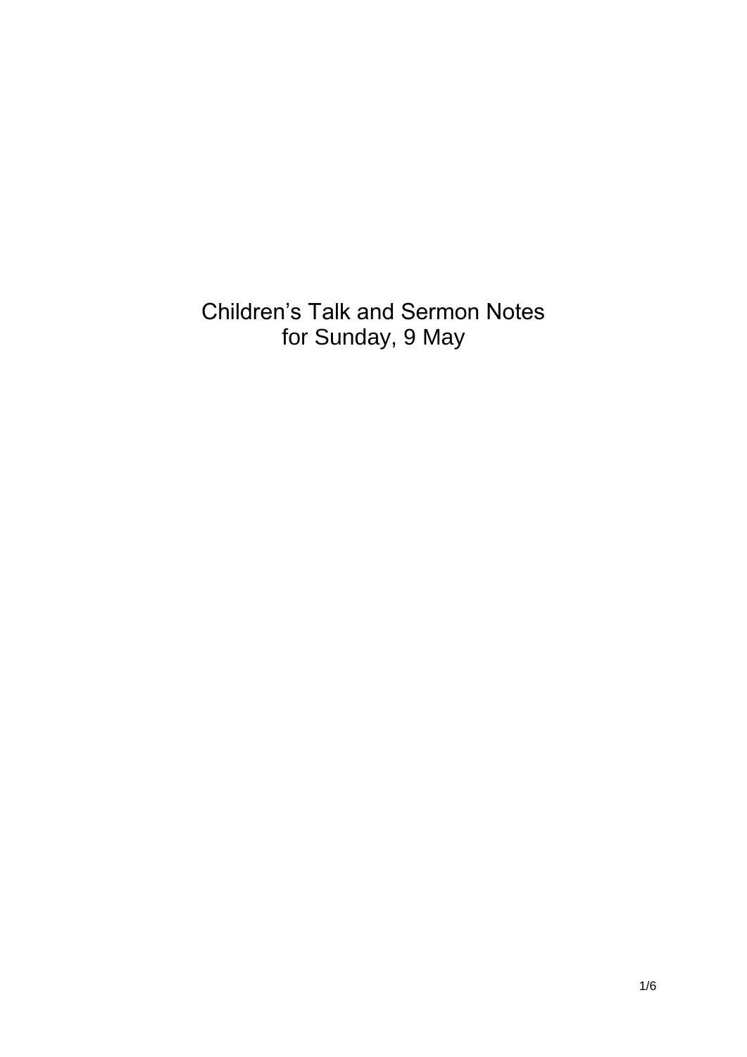# Children's Talk and Sermon Notes for Sunday, 9 May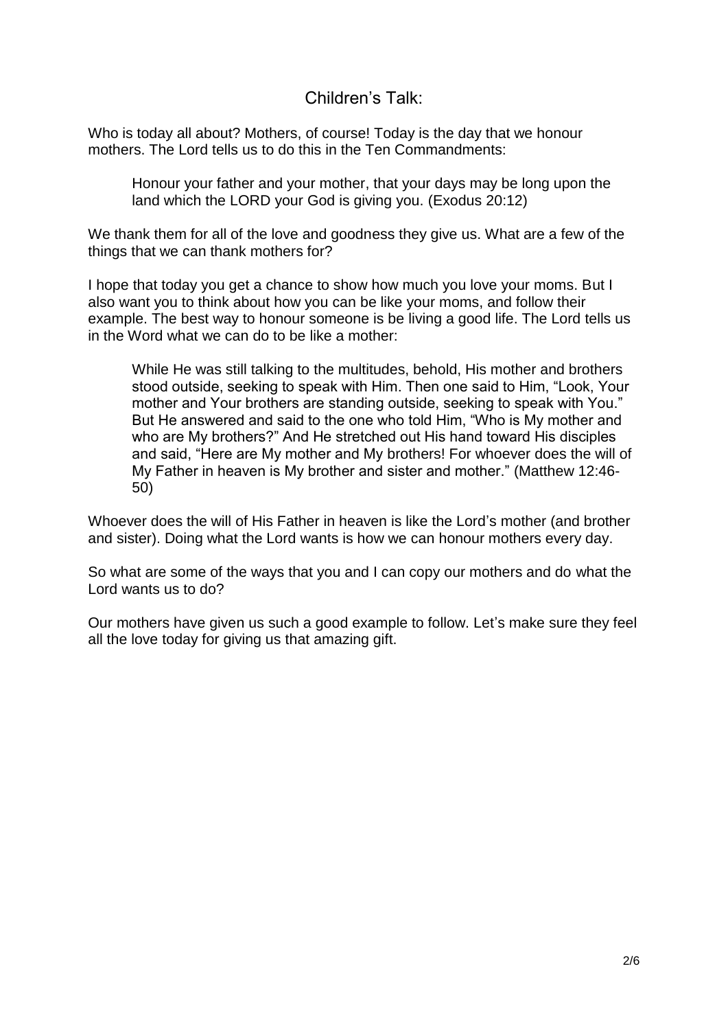## Children's Talk:

Who is today all about? Mothers, of course! Today is the day that we honour mothers. The Lord tells us to do this in the Ten Commandments:

> Honour your father and your mother, that your days may be long upon the land which the LORD your God is giving you. (Exodus 20:12)

We thank them for all of the love and goodness they give us. What are a few of the things that we can thank mothers for?

I hope that today you get a chance to show how much you love your moms. But I also want you to think about how you can be like your moms, and follow their example. The best way to honour someone is be living a good life. The Lord tells us in the Word what we can do to be like a mother:

> While He was still talking to the multitudes, behold, His mother and brothers stood outside, seeking to speak with Him. Then one said to Him, "Look, Your mother and Your brothers are standing outside, seeking to speak with You." But He answered and said to the one who told Him, "Who is My mother and who are My brothers?" And He stretched out His hand toward His disciples and said, "Here are My mother and My brothers! For whoever does the will of My Father in heaven is My brother and sister and mother." (Matthew 12:46-50)

Whoever does the will of His Father in heaven is like the Lord's mother (and brother and sister). Doing what the Lord wants is how we can honour mothers every day.

So what are some of the ways that you and I can copy our mothers and do what the Lord wants us to do?

Our mothers have given us such a good example to follow. Let's make sure they feel all the love today for giving us that amazing gift.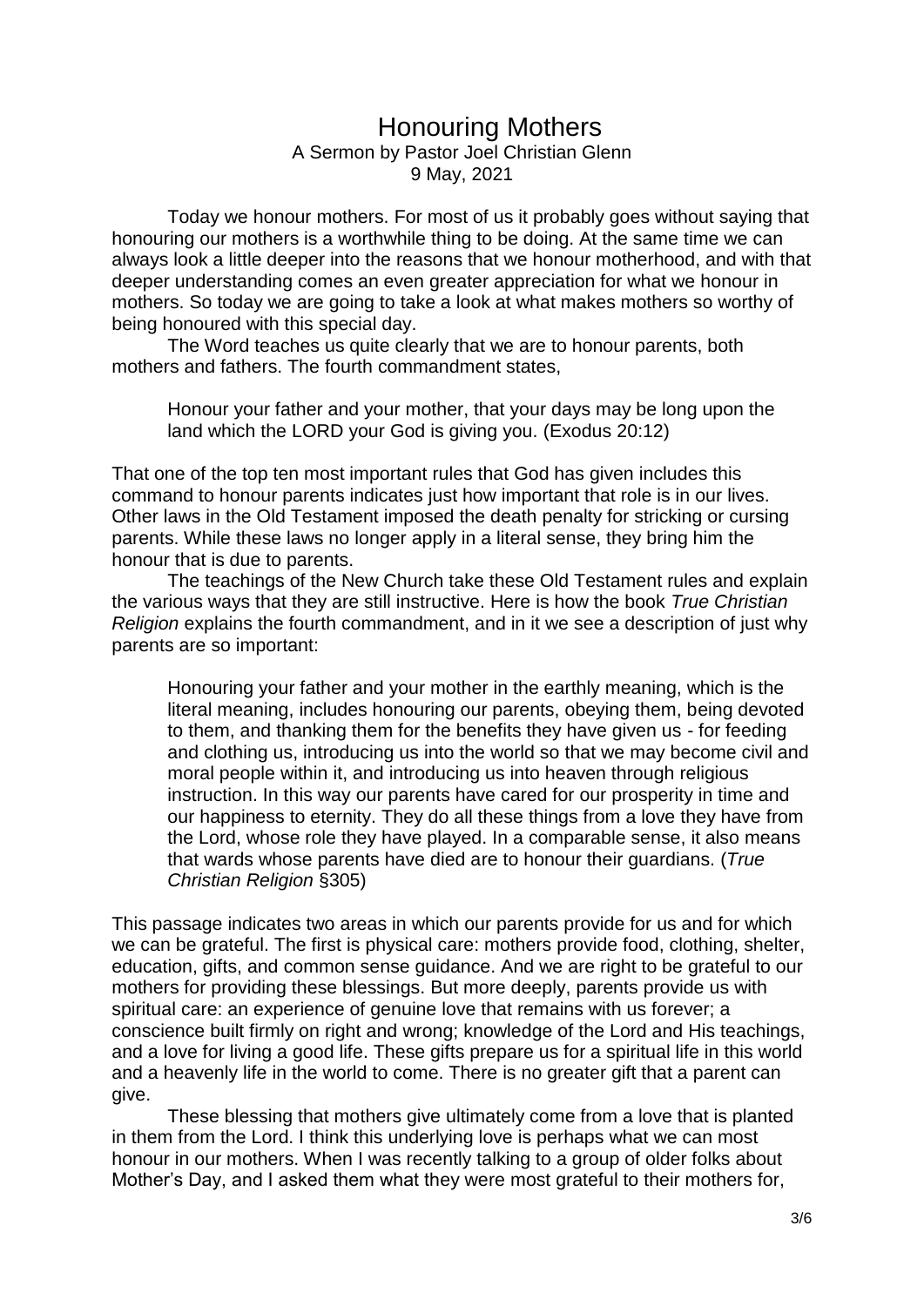# Honouring Mothers

A Sermon by Pastor Joel Christian Glenn
9 May, 2021

Today we honour mothers. For most of us it probably goes without saying that honouring our mothers is a worthwhile thing to be doing. At the same time we can always look a little deeper into the reasons that we honour motherhood, and with that deeper understanding comes an even greater appreciation for what we honour in mothers. So today we are going to take a look at what makes mothers so worthy of being honoured with this special day.

The Word teaches us quite clearly that we are to honour parents, both mothers and fathers. The fourth commandment states,

> Honour your father and your mother, that your days may be long upon the land which the LORD your God is giving you. (Exodus 20:12)

That one of the top ten most important rules that God has given includes this command to honour parents indicates just how important that role is in our lives. Other laws in the Old Testament imposed the death penalty for stricking or cursing parents. While these laws no longer apply in a literal sense, they bring him the honour that is due to parents.

The teachings of the New Church take these Old Testament rules and explain the various ways that they are still instructive. Here is how the book *True Christian Religion* explains the fourth commandment, and in it we see a description of just why parents are so important:

> Honouring your father and your mother in the earthly meaning, which is the literal meaning, includes honouring our parents, obeying them, being devoted to them, and thanking them for the benefits they have given us - for feeding and clothing us, introducing us into the world so that we may become civil and moral people within it, and introducing us into heaven through religious instruction. In this way our parents have cared for our prosperity in time and our happiness to eternity. They do all these things from a love they have from the Lord, whose role they have played. In a comparable sense, it also means that wards whose parents have died are to honour their guardians. (*True Christian Religion* §305)

This passage indicates two areas in which our parents provide for us and for which we can be grateful. The first is physical care: mothers provide food, clothing, shelter, education, gifts, and common sense guidance. And we are right to be grateful to our mothers for providing these blessings. But more deeply, parents provide us with spiritual care: an experience of genuine love that remains with us forever; a conscience built firmly on right and wrong; knowledge of the Lord and His teachings, and a love for living a good life. These gifts prepare us for a spiritual life in this world and a heavenly life in the world to come. There is no greater gift that a parent can give.

These blessing that mothers give ultimately come from a love that is planted in them from the Lord. I think this underlying love is perhaps what we can most honour in our mothers. When I was recently talking to a group of older folks about Mother's Day, and I asked them what they were most grateful to their mothers for,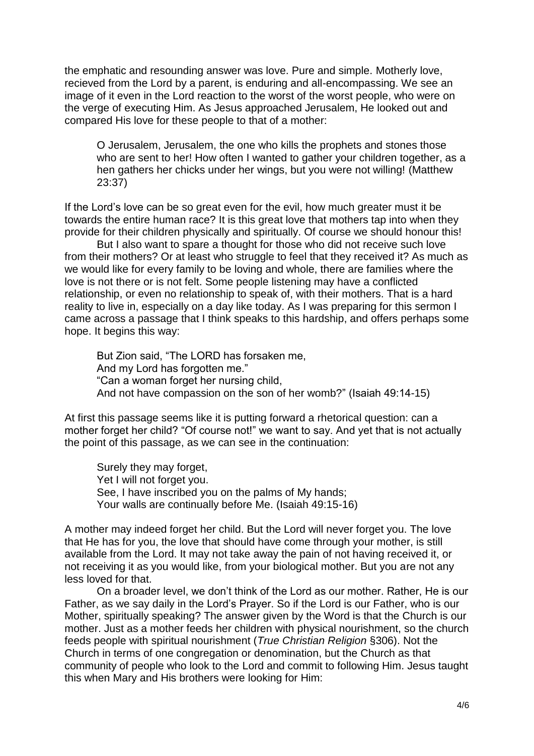the emphatic and resounding answer was love. Pure and simple. Motherly love, recieved from the Lord by a parent, is enduring and all-encompassing. We see an image of it even in the Lord reaction to the worst of the worst people, who were on the verge of executing Him. As Jesus approached Jerusalem, He looked out and compared His love for these people to that of a mother:

> O Jerusalem, Jerusalem, the one who kills the prophets and stones those who are sent to her! How often I wanted to gather your children together, as a hen gathers her chicks under her wings, but you were not willing! (Matthew 23:37)

If the Lord's love can be so great even for the evil, how much greater must it be towards the entire human race? It is this great love that mothers tap into when they provide for their children physically and spiritually. Of course we should honour this!

But I also want to spare a thought for those who did not receive such love from their mothers? Or at least who struggle to feel that they received it? As much as we would like for every family to be loving and whole, there are families where the love is not there or is not felt. Some people listening may have a conflicted relationship, or even no relationship to speak of, with their mothers. That is a hard reality to live in, especially on a day like today. As I was preparing for this sermon I came across a passage that I think speaks to this hardship, and offers perhaps some hope. It begins this way:

> But Zion said, "The LORD has forsaken me,
> And my Lord has forgotten me."
> "Can a woman forget her nursing child,
> And not have compassion on the son of her womb?" (Isaiah 49:14-15)

At first this passage seems like it is putting forward a rhetorical question: can a mother forget her child? "Of course not!" we want to say. And yet that is not actually the point of this passage, as we can see in the continuation:

> Surely they may forget,
> Yet I will not forget you.
> See, I have inscribed you on the palms of My hands;
> Your walls are continually before Me. (Isaiah 49:15-16)

A mother may indeed forget her child. But the Lord will never forget you. The love that He has for you, the love that should have come through your mother, is still available from the Lord. It may not take away the pain of not having received it, or not receiving it as you would like, from your biological mother. But you are not any less loved for that.

On a broader level, we don't think of the Lord as our mother. Rather, He is our Father, as we say daily in the Lord's Prayer. So if the Lord is our Father, who is our Mother, spiritually speaking? The answer given by the Word is that the Church is our mother. Just as a mother feeds her children with physical nourishment, so the church feeds people with spiritual nourishment (*True Christian Religion* §306). Not the Church in terms of one congregation or denomination, but the Church as that community of people who look to the Lord and commit to following Him. Jesus taught this when Mary and His brothers were looking for Him: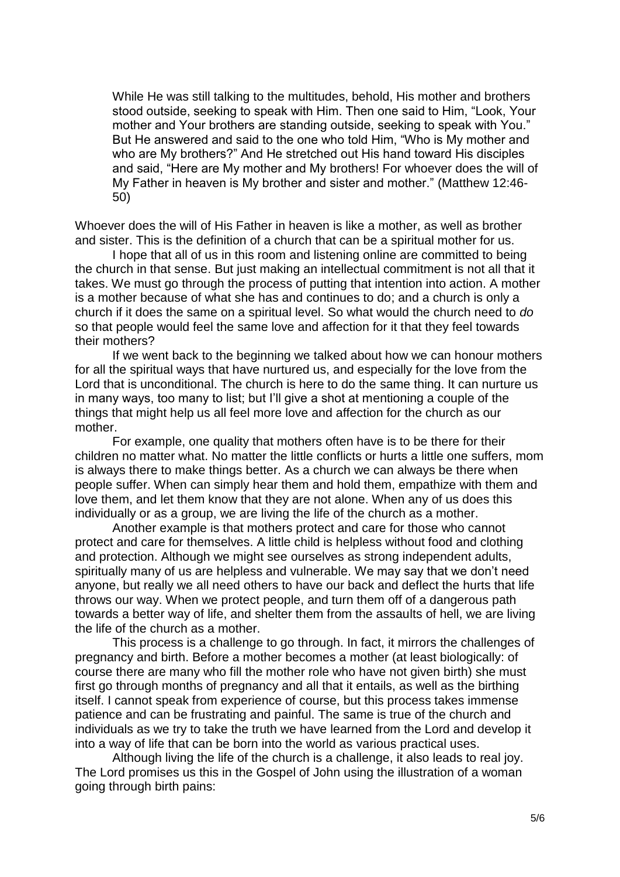> While He was still talking to the multitudes, behold, His mother and brothers stood outside, seeking to speak with Him. Then one said to Him, "Look, Your mother and Your brothers are standing outside, seeking to speak with You." But He answered and said to the one who told Him, "Who is My mother and who are My brothers?" And He stretched out His hand toward His disciples and said, "Here are My mother and My brothers! For whoever does the will of My Father in heaven is My brother and sister and mother." (Matthew 12:46-50)

Whoever does the will of His Father in heaven is like a mother, as well as brother and sister. This is the definition of a church that can be a spiritual mother for us.

I hope that all of us in this room and listening online are committed to being the church in that sense. But just making an intellectual commitment is not all that it takes. We must go through the process of putting that intention into action. A mother is a mother because of what she has and continues to do; and a church is only a church if it does the same on a spiritual level. So what would the church need to *do* so that people would feel the same love and affection for it that they feel towards their mothers?

If we went back to the beginning we talked about how we can honour mothers for all the spiritual ways that have nurtured us, and especially for the love from the Lord that is unconditional. The church is here to do the same thing. It can nurture us in many ways, too many to list; but I'll give a shot at mentioning a couple of the things that might help us all feel more love and affection for the church as our mother.

For example, one quality that mothers often have is to be there for their children no matter what. No matter the little conflicts or hurts a little one suffers, mom is always there to make things better. As a church we can always be there when people suffer. When can simply hear them and hold them, empathize with them and love them, and let them know that they are not alone. When any of us does this individually or as a group, we are living the life of the church as a mother.

Another example is that mothers protect and care for those who cannot protect and care for themselves. A little child is helpless without food and clothing and protection. Although we might see ourselves as strong independent adults, spiritually many of us are helpless and vulnerable. We may say that we don't need anyone, but really we all need others to have our back and deflect the hurts that life throws our way. When we protect people, and turn them off of a dangerous path towards a better way of life, and shelter them from the assaults of hell, we are living the life of the church as a mother.

This process is a challenge to go through. In fact, it mirrors the challenges of pregnancy and birth. Before a mother becomes a mother (at least biologically: of course there are many who fill the mother role who have not given birth) she must first go through months of pregnancy and all that it entails, as well as the birthing itself. I cannot speak from experience of course, but this process takes immense patience and can be frustrating and painful. The same is true of the church and individuals as we try to take the truth we have learned from the Lord and develop it into a way of life that can be born into the world as various practical uses.

Although living the life of the church is a challenge, it also leads to real joy. The Lord promises us this in the Gospel of John using the illustration of a woman going through birth pains: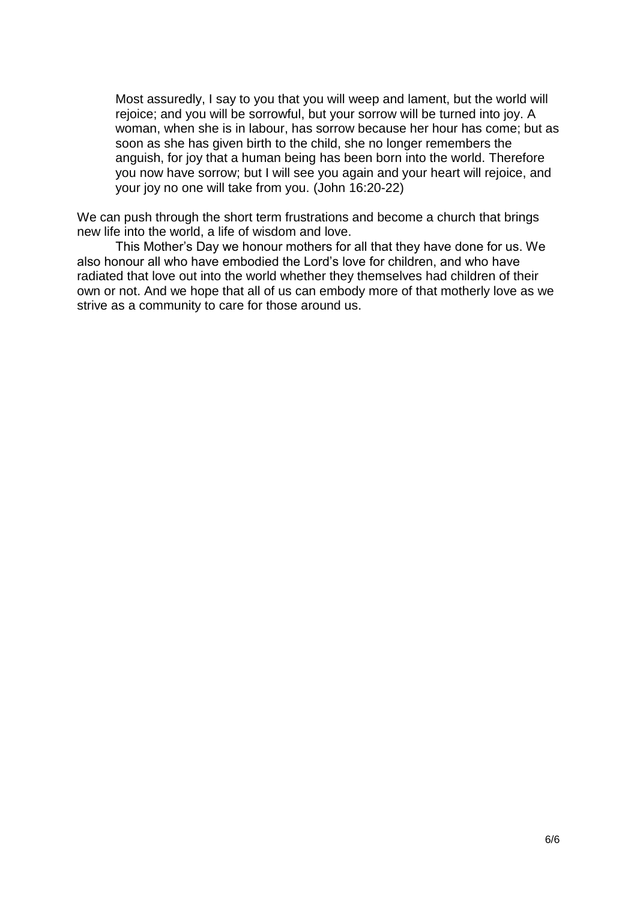> Most assuredly, I say to you that you will weep and lament, but the world will rejoice; and you will be sorrowful, but your sorrow will be turned into joy. A woman, when she is in labour, has sorrow because her hour has come; but as soon as she has given birth to the child, she no longer remembers the anguish, for joy that a human being has been born into the world. Therefore you now have sorrow; but I will see you again and your heart will rejoice, and your joy no one will take from you. (John 16:20-22)

We can push through the short term frustrations and become a church that brings new life into the world, a life of wisdom and love.

This Mother's Day we honour mothers for all that they have done for us. We also honour all who have embodied the Lord's love for children, and who have radiated that love out into the world whether they themselves had children of their own or not. And we hope that all of us can embody more of that motherly love as we strive as a community to care for those around us.